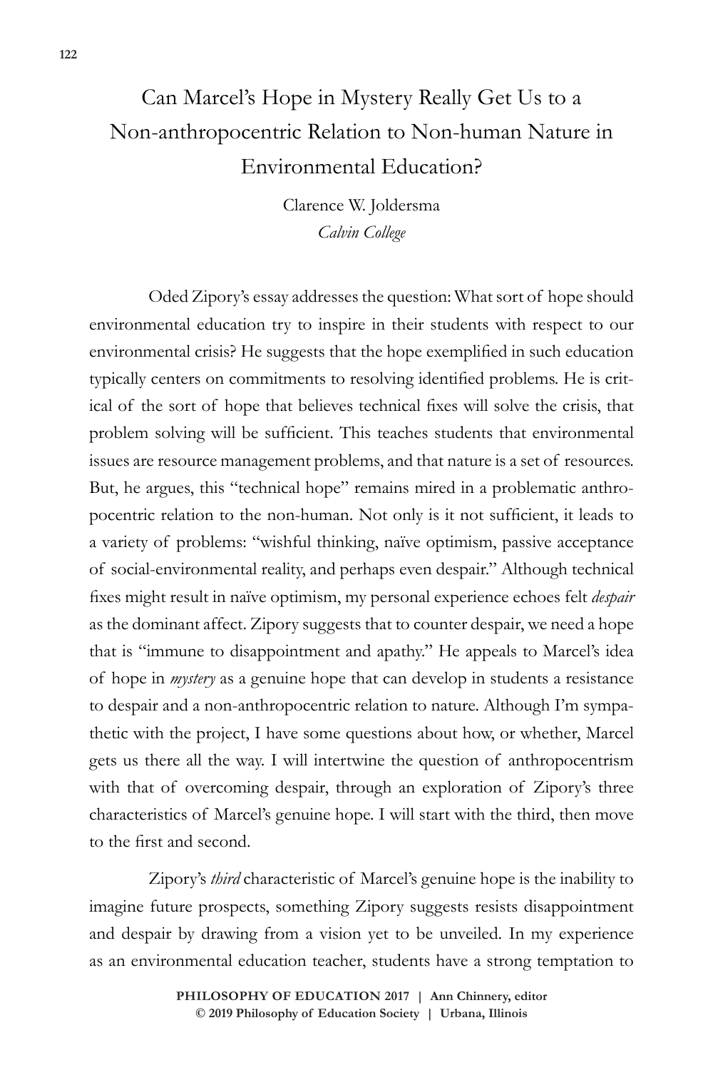# Can Marcel's Hope in Mystery Really Get Us to a Non-anthropocentric Relation to Non-human Nature in Environmental Education?

Clarence W. Joldersma  
*Calvin College*

Oded Zipory's essay addresses the question: What sort of hope should environmental education try to inspire in their students with respect to our environmental crisis? He suggests that the hope exemplified in such education typically centers on commitments to resolving identified problems. He is critical of the sort of hope that believes technical fixes will solve the crisis, that problem solving will be sufficient. This teaches students that environmental issues are resource management problems, and that nature is a set of resources. But, he argues, this "technical hope" remains mired in a problematic anthropocentric relation to the non-human. Not only is it not sufficient, it leads to a variety of problems: "wishful thinking, naïve optimism, passive acceptance of social-environmental reality, and perhaps even despair." Although technical fixes might result in naïve optimism, my personal experience echoes felt *despair* as the dominant affect. Zipory suggests that to counter despair, we need a hope that is "immune to disappointment and apathy." He appeals to Marcel's idea of hope in *mystery* as a genuine hope that can develop in students a resistance to despair and a non-anthropocentric relation to nature. Although I'm sympathetic with the project, I have some questions about how, or whether, Marcel gets us there all the way. I will intertwine the question of anthropocentrism with that of overcoming despair, through an exploration of Zipory's three characteristics of Marcel's genuine hope. I will start with the third, then move to the first and second.

Zipory's *third* characteristic of Marcel's genuine hope is the inability to imagine future prospects, something Zipory suggests resists disappointment and despair by drawing from a vision yet to be unveiled. In my experience as an environmental education teacher, students have a strong temptation to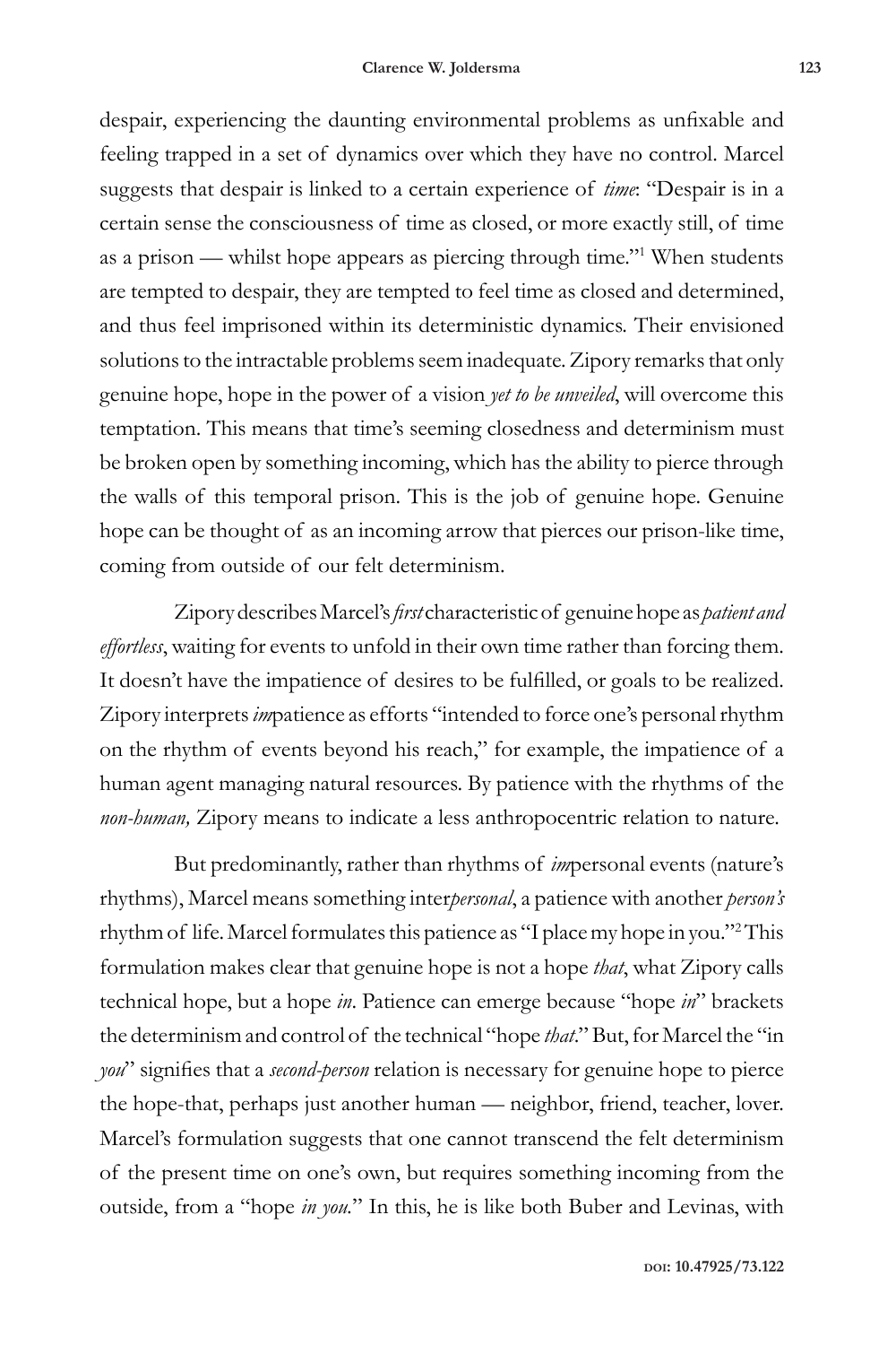despair, experiencing the daunting environmental problems as unfixable and feeling trapped in a set of dynamics over which they have no control. Marcel suggests that despair is linked to a certain experience of *time*: "Despair is in a certain sense the consciousness of time as closed, or more exactly still, of time as a prison — whilst hope appears as piercing through time."[1] When students are tempted to despair, they are tempted to feel time as closed and determined, and thus feel imprisoned within its deterministic dynamics. Their envisioned solutions to the intractable problems seem inadequate. Zipory remarks that only genuine hope, hope in the power of a vision *yet to be unveiled*, will overcome this temptation. This means that time's seeming closedness and determinism must be broken open by something incoming, which has the ability to pierce through the walls of this temporal prison. This is the job of genuine hope. Genuine hope can be thought of as an incoming arrow that pierces our prison-like time, coming from outside of our felt determinism.

Zipory describes Marcel's *first* characteristic of genuine hope as *patient and effortless*, waiting for events to unfold in their own time rather than forcing them. It doesn't have the impatience of desires to be fulfilled, or goals to be realized. Zipory interprets *im*patience as efforts "intended to force one's personal rhythm on the rhythm of events beyond his reach," for example, the impatience of a human agent managing natural resources. By patience with the rhythms of the *non-human,* Zipory means to indicate a less anthropocentric relation to nature.

But predominantly, rather than rhythms of *im*personal events (nature's rhythms), Marcel means something inter*personal*, a patience with another *person's* rhythm of life. Marcel formulates this patience as "I place my hope in you."[2] This formulation makes clear that genuine hope is not a hope *that*, what Zipory calls technical hope, but a hope *in*. Patience can emerge because "hope *in*" brackets the determinism and control of the technical "hope *that*." But, for Marcel the "in *you*" signifies that a *second-person* relation is necessary for genuine hope to pierce the hope-that, perhaps just another human — neighbor, friend, teacher, lover. Marcel's formulation suggests that one cannot transcend the felt determinism of the present time on one's own, but requires something incoming from the outside, from a "hope *in you*." In this, he is like both Buber and Levinas, with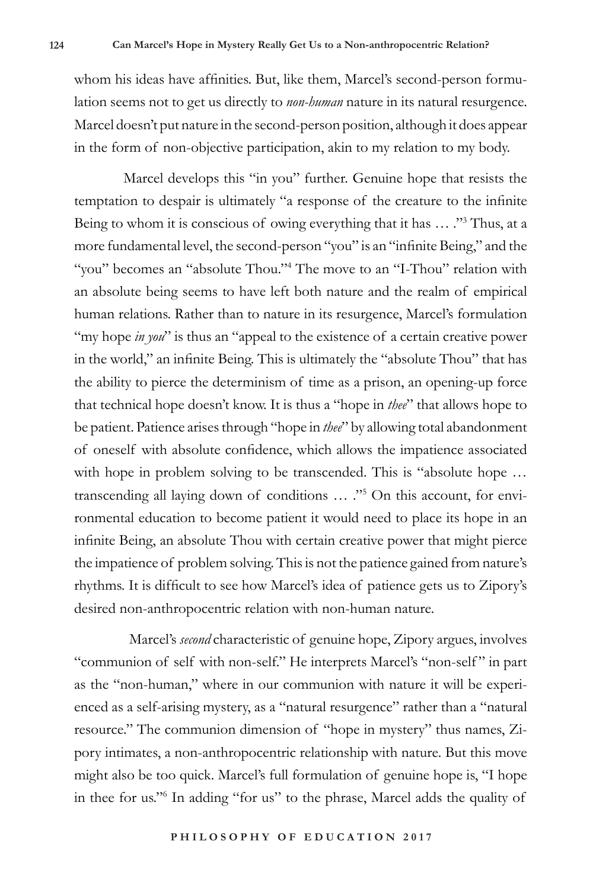whom his ideas have affinities. But, like them, Marcel's second-person formulation seems not to get us directly to *non-human* nature in its natural resurgence. Marcel doesn't put nature in the second-person position, although it does appear in the form of non-objective participation, akin to my relation to my body.

Marcel develops this "in you" further. Genuine hope that resists the temptation to despair is ultimately "a response of the creature to the infinite Being to whom it is conscious of owing everything that it has … ."[3] Thus, at a more fundamental level, the second-person "you" is an "infinite Being," and the "you" becomes an "absolute Thou."[4] The move to an "I-Thou" relation with an absolute being seems to have left both nature and the realm of empirical human relations. Rather than to nature in its resurgence, Marcel's formulation "my hope *in you*" is thus an "appeal to the existence of a certain creative power in the world," an infinite Being. This is ultimately the "absolute Thou" that has the ability to pierce the determinism of time as a prison, an opening-up force that technical hope doesn't know. It is thus a "hope in *thee*" that allows hope to be patient. Patience arises through "hope in *thee*" by allowing total abandonment of oneself with absolute confidence, which allows the impatience associated with hope in problem solving to be transcended. This is "absolute hope … transcending all laying down of conditions … ."[5] On this account, for environmental education to become patient it would need to place its hope in an infinite Being, an absolute Thou with certain creative power that might pierce the impatience of problem solving. This is not the patience gained from nature's rhythms. It is difficult to see how Marcel's idea of patience gets us to Zipory's desired non-anthropocentric relation with non-human nature.

Marcel's *second* characteristic of genuine hope, Zipory argues, involves "communion of self with non-self." He interprets Marcel's "non-self" in part as the "non-human," where in our communion with nature it will be experienced as a self-arising mystery, as a "natural resurgence" rather than a "natural resource." The communion dimension of "hope in mystery" thus names, Zipory intimates, a non-anthropocentric relationship with nature. But this move might also be too quick. Marcel's full formulation of genuine hope is, "I hope in thee for us."[6] In adding "for us" to the phrase, Marcel adds the quality of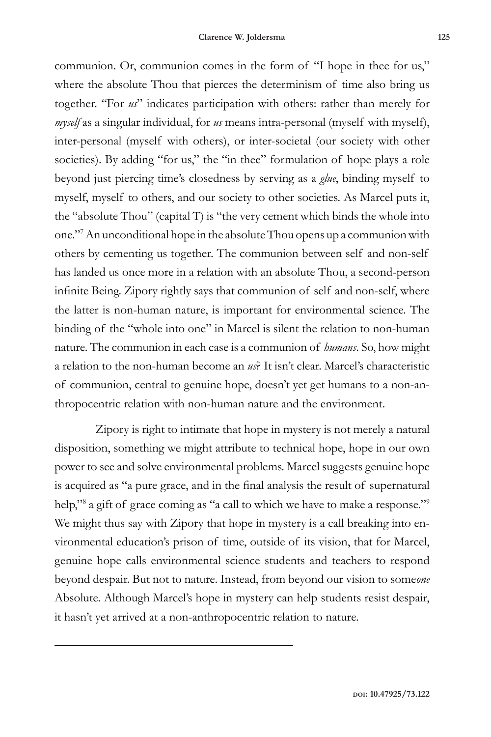communion. Or, communion comes in the form of "I hope in thee for us," where the absolute Thou that pierces the determinism of time also bring us together. "For *us*" indicates participation with others: rather than merely for *myself* as a singular individual, for *us* means intra-personal (myself with myself), inter-personal (myself with others), or inter-societal (our society with other societies). By adding "for us," the "in thee" formulation of hope plays a role beyond just piercing time's closedness by serving as a *glue*, binding myself to myself, myself to others, and our society to other societies. As Marcel puts it, the "absolute Thou" (capital T) is "the very cement which binds the whole into one."[7] An unconditional hope in the absolute Thou opens up a communion with others by cementing us together. The communion between self and non-self has landed us once more in a relation with an absolute Thou, a second-person infinite Being. Zipory rightly says that communion of self and non-self, where the latter is non-human nature, is important for environmental science. The binding of the "whole into one" in Marcel is silent the relation to non-human nature. The communion in each case is a communion of *humans*. So, how might a relation to the non-human become an *us*? It isn't clear. Marcel's characteristic of communion, central to genuine hope, doesn't yet get humans to a non-anthropocentric relation with non-human nature and the environment.

Zipory is right to intimate that hope in mystery is not merely a natural disposition, something we might attribute to technical hope, hope in our own power to see and solve environmental problems. Marcel suggests genuine hope is acquired as "a pure grace, and in the final analysis the result of supernatural help,"[8] a gift of grace coming as "a call to which we have to make a response."[9] We might thus say with Zipory that hope in mystery is a call breaking into environmental education's prison of time, outside of its vision, that for Marcel, genuine hope calls environmental science students and teachers to respond beyond despair. But not to nature. Instead, from beyond our vision to some*one* Absolute. Although Marcel's hope in mystery can help students resist despair, it hasn't yet arrived at a non-anthropocentric relation to nature.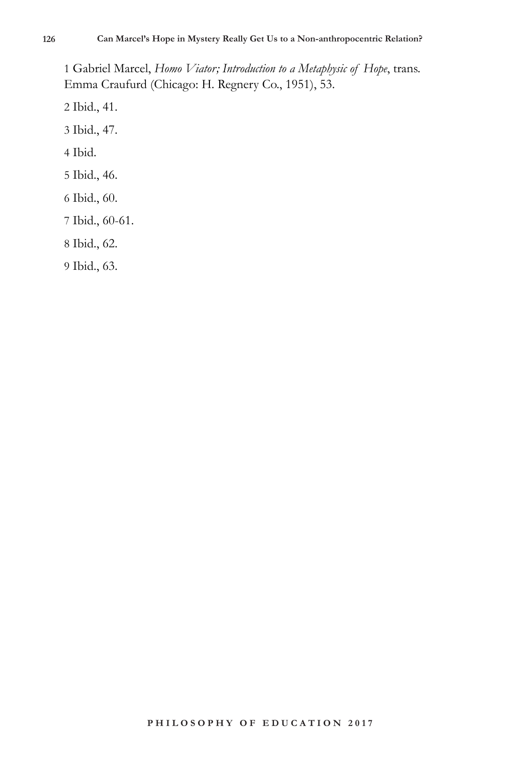1 Gabriel Marcel, *Homo Viator; Introduction to a Metaphysic of Hope*, trans. Emma Craufurd (Chicago: H. Regnery Co., 1951), 53.

2 Ibid., 41.

3 Ibid., 47.

4 Ibid.

5 Ibid., 46.

6 Ibid., 60.

7 Ibid., 60-61.

8 Ibid., 62.

9 Ibid., 63.